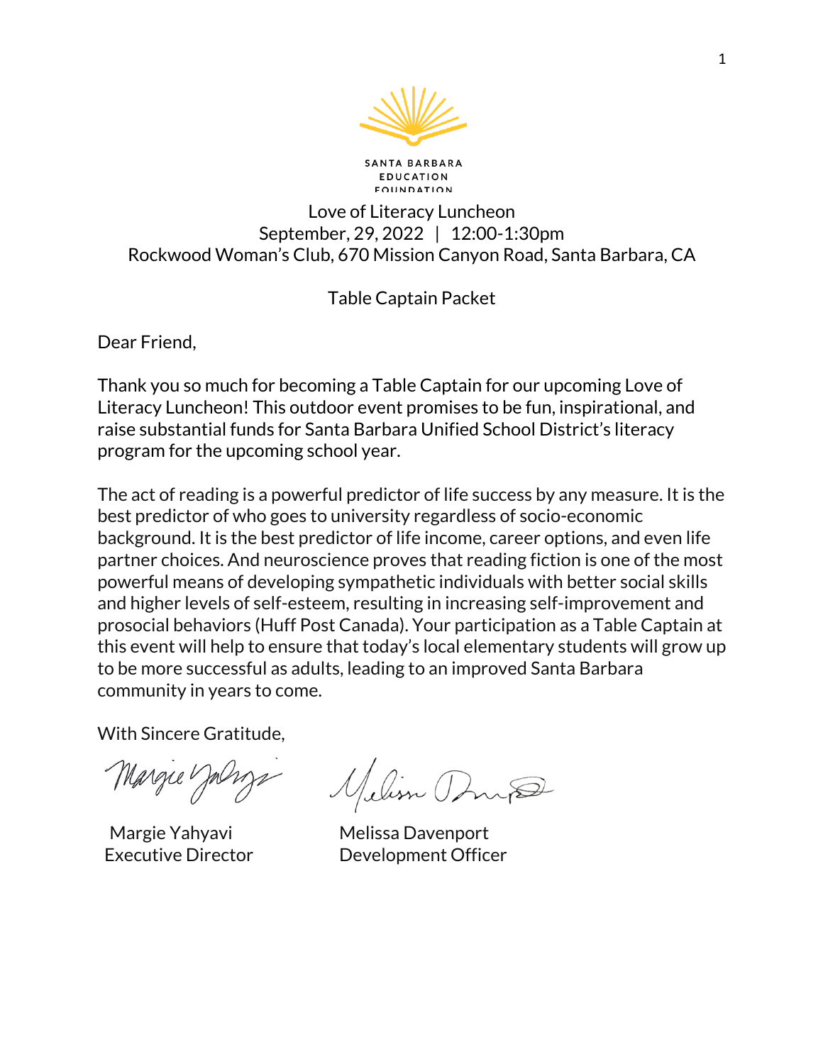SANTA BARBARA
EDUCATION
FOUNDATION

# Love of Literacy Luncheon

September, 29, 2022 | 12:00-1:30pm
Rockwood Woman's Club, 670 Mission Canyon Road, Santa Barbara, CA

## Table Captain Packet

Dear Friend,

Thank you so much for becoming a Table Captain for our upcoming Love of Literacy Luncheon! This outdoor event promises to be fun, inspirational, and raise substantial funds for Santa Barbara Unified School District's literacy program for the upcoming school year.

The act of reading is a powerful predictor of life success by any measure. It is the best predictor of who goes to university regardless of socio-economic background. It is the best predictor of life income, career options, and even life partner choices. And neuroscience proves that reading fiction is one of the most powerful means of developing sympathetic individuals with better social skills and higher levels of self-esteem, resulting in increasing self-improvement and prosocial behaviors (Huff Post Canada). Your participation as a Table Captain at this event will help to ensure that today's local elementary students will grow up to be more successful as adults, leading to an improved Santa Barbara community in years to come.

With Sincere Gratitude,

Margie Yahyavi
Executive Director

Melissa Davenport
Development Officer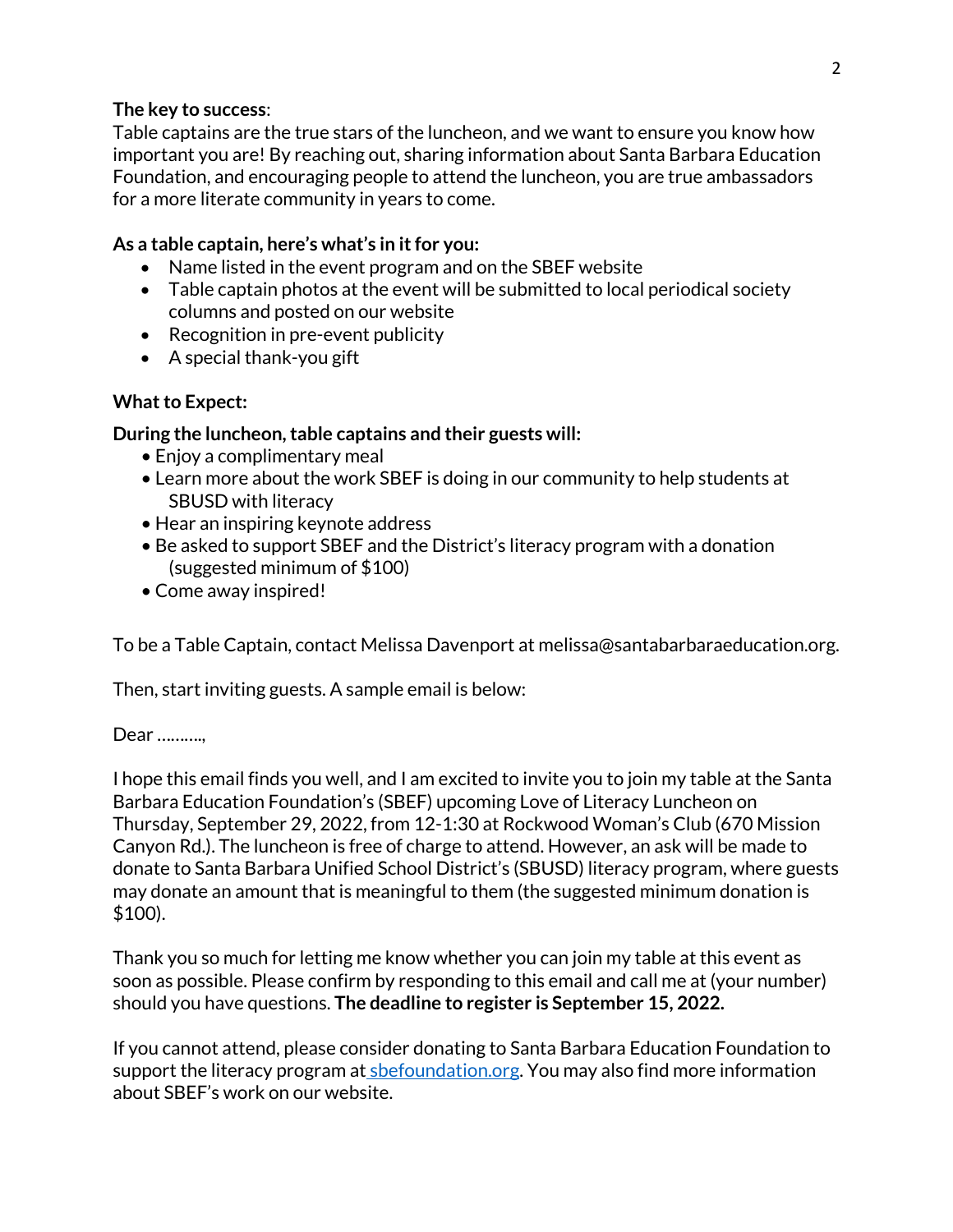**The key to success**:
Table captains are the true stars of the luncheon, and we want to ensure you know how important you are! By reaching out, sharing information about Santa Barbara Education Foundation, and encouraging people to attend the luncheon, you are true ambassadors for a more literate community in years to come.

**As a table captain, here's what's in it for you:**

- Name listed in the event program and on the SBEF website
- Table captain photos at the event will be submitted to local periodical society columns and posted on our website
- Recognition in pre-event publicity
- A special thank-you gift

**What to Expect:**

**During the luncheon, table captains and their guests will:**

- Enjoy a complimentary meal
- Learn more about the work SBEF is doing in our community to help students at SBUSD with literacy
- Hear an inspiring keynote address
- Be asked to support SBEF and the District's literacy program with a donation (suggested minimum of $100)
- Come away inspired!

To be a Table Captain, contact Melissa Davenport at melissa@santabarbaraeducation.org.

Then, start inviting guests. A sample email is below:

Dear ……….,

I hope this email finds you well, and I am excited to invite you to join my table at the Santa Barbara Education Foundation's (SBEF) upcoming Love of Literacy Luncheon on Thursday, September 29, 2022, from 12-1:30 at Rockwood Woman's Club (670 Mission Canyon Rd.). The luncheon is free of charge to attend. However, an ask will be made to donate to Santa Barbara Unified School District's (SBUSD) literacy program, where guests may donate an amount that is meaningful to them (the suggested minimum donation is $100).

Thank you so much for letting me know whether you can join my table at this event as soon as possible. Please confirm by responding to this email and call me at (your number) should you have questions. **The deadline to register is September 15, 2022.**

If you cannot attend, please consider donating to Santa Barbara Education Foundation to support the literacy program at sbefoundation.org. You may also find more information about SBEF's work on our website.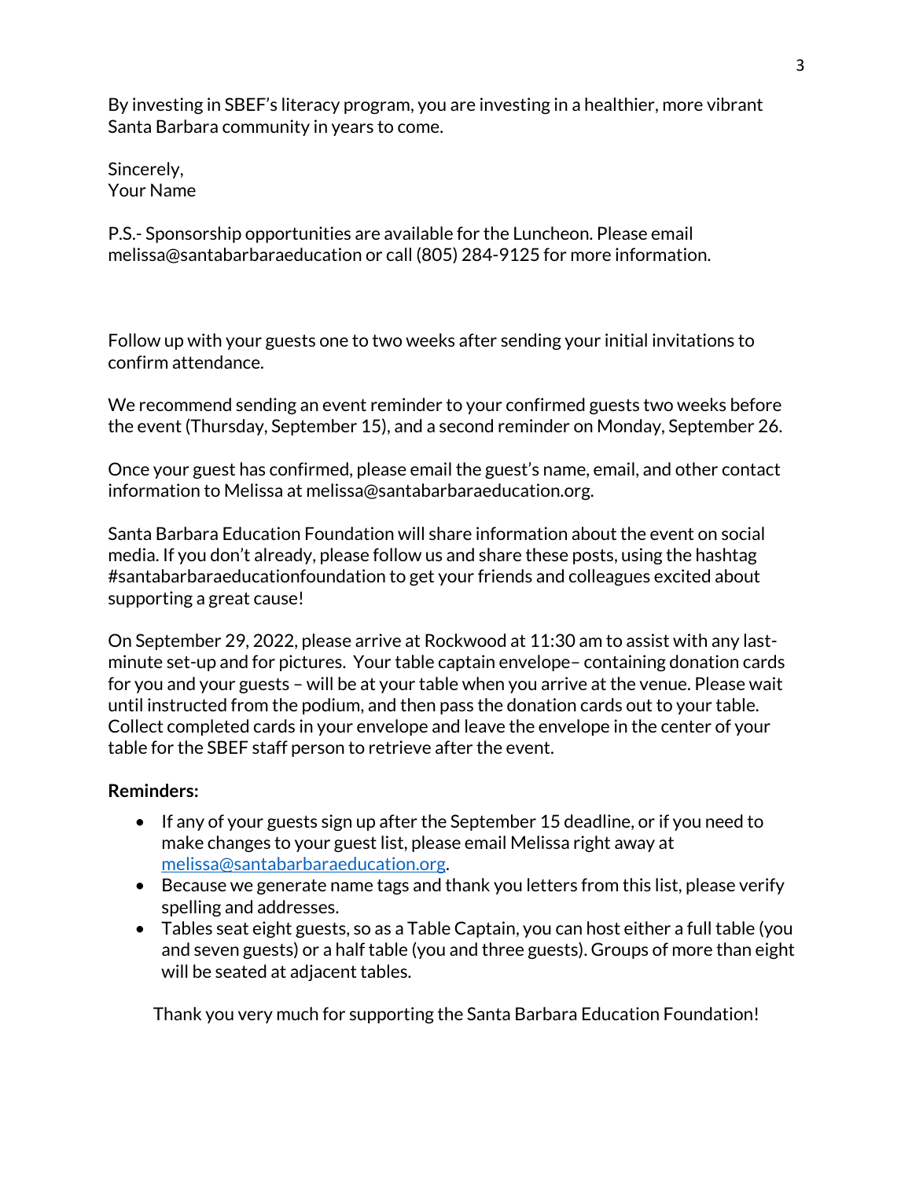By investing in SBEF's literacy program, you are investing in a healthier, more vibrant Santa Barbara community in years to come.

Sincerely,
Your Name

P.S.- Sponsorship opportunities are available for the Luncheon. Please email melissa@santabarbaraeducation or call (805) 284-9125 for more information.

Follow up with your guests one to two weeks after sending your initial invitations to confirm attendance.

We recommend sending an event reminder to your confirmed guests two weeks before the event (Thursday, September 15), and a second reminder on Monday, September 26.

Once your guest has confirmed, please email the guest's name, email, and other contact information to Melissa at melissa@santabarbaraeducation.org.

Santa Barbara Education Foundation will share information about the event on social media. If you don't already, please follow us and share these posts, using the hashtag #santabarbaraeducationfoundation to get your friends and colleagues excited about supporting a great cause!

On September 29, 2022, please arrive at Rockwood at 11:30 am to assist with any last-minute set-up and for pictures. Your table captain envelope– containing donation cards for you and your guests – will be at your table when you arrive at the venue. Please wait until instructed from the podium, and then pass the donation cards out to your table. Collect completed cards in your envelope and leave the envelope in the center of your table for the SBEF staff person to retrieve after the event.

**Reminders:**

- If any of your guests sign up after the September 15 deadline, or if you need to make changes to your guest list, please email Melissa right away at melissa@santabarbaraeducation.org.
- Because we generate name tags and thank you letters from this list, please verify spelling and addresses.
- Tables seat eight guests, so as a Table Captain, you can host either a full table (you and seven guests) or a half table (you and three guests). Groups of more than eight will be seated at adjacent tables.

Thank you very much for supporting the Santa Barbara Education Foundation!